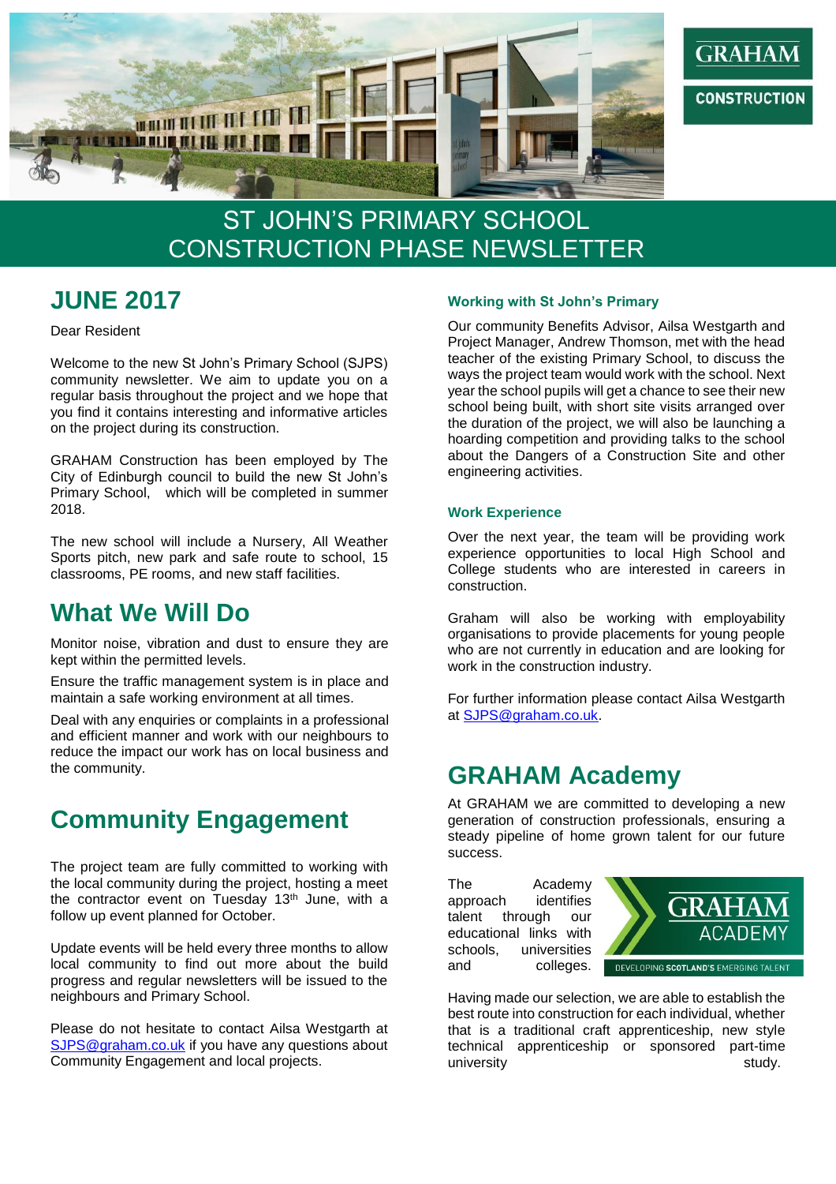# ST JOHN'S PRIMARY SCHOOL CONSTRUCTION PHASE NEWSLETTER

## JUNE 2017

Dear Resident

Welcome to the new St John's Primary School (SJPS) community newsletter. We aim to update you on a regular basis throughout the project and we hope that you find it contains interesting and informative articles on the project during its construction.

GRAHAM Construction has been employed by The City of Edinburgh council to build the new St John's Primary School, which will be completed in summer 2018.

The new school will include a Nursery, All Weather Sports pitch, new park and safe route to school, 15 classrooms, PE rooms, and new staff facilities.

## What We Will Do

Monitor noise, vibration and dust to ensure they are kept within the permitted levels.

Ensure the traffic management system is in place and maintain a safe working environment at all times.

Deal with any enquiries or complaints in a professional and efficient manner and work with our neighbours to reduce the impact our work has on local business and the community.

## Community Engagement

The project team are fully committed to working with the local community during the project, hosting a meet the contractor event on Tuesday 13th June, with a follow up event planned for October.

Update events will be held every three months to allow local community to find out more about the build progress and regular newsletters will be issued to the neighbours and Primary School.

Please do not hesitate to contact Ailsa Westgarth at SJPS@graham.co.uk if you have any questions about Community Engagement and local projects.

### Working with St John's Primary

Our community Benefits Advisor, Ailsa Westgarth and Project Manager, Andrew Thomson, met with the head teacher of the existing Primary School, to discuss the ways the project team would work with the school. Next year the school pupils will get a chance to see their new school being built, with short site visits arranged over the duration of the project, we will also be launching a hoarding competition and providing talks to the school about the Dangers of a Construction Site and other engineering activities.

### Work Experience

Over the next year, the team will be providing work experience opportunities to local High School and College students who are interested in careers in construction.

Graham will also be working with employability organisations to provide placements for young people who are not currently in education and are looking for work in the construction industry.

For further information please contact Ailsa Westgarth at SJPS@graham.co.uk.

## GRAHAM Academy

At GRAHAM we are committed to developing a new generation of construction professionals, ensuring a steady pipeline of home grown talent for our future success.

The Academy approach identifies talent through our educational links with schools, universities and colleges.

Having made our selection, we are able to establish the best route into construction for each individual, whether that is a traditional craft apprenticeship, new style technical apprenticeship or sponsored part-time university study.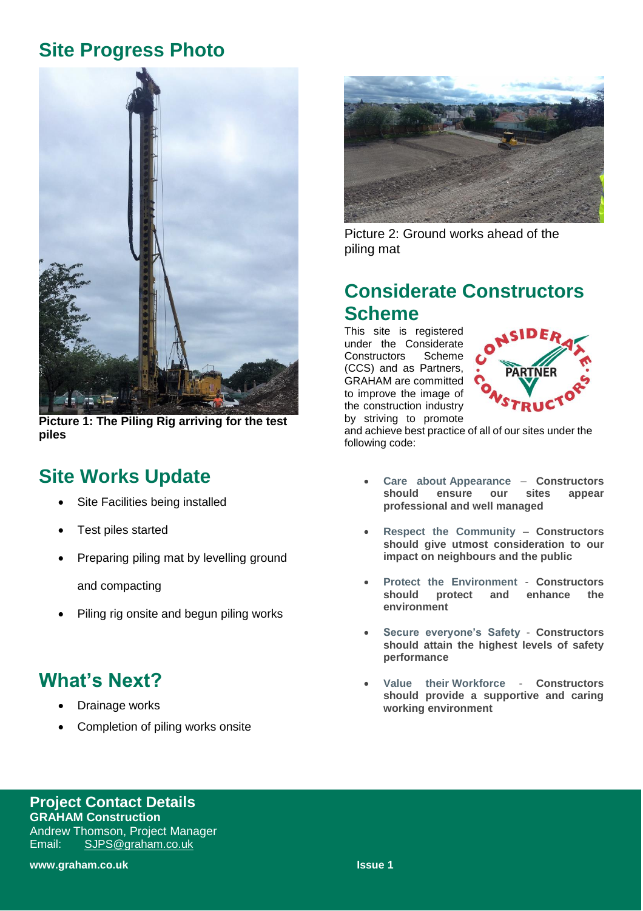## Site Progress Photo

**Picture 1: The Piling Rig arriving for the test piles**

Picture 2: Ground works ahead of the piling mat

## Site Works Update

- Site Facilities being installed
- Test piles started
- Preparing piling mat by levelling ground and compacting
- Piling rig onsite and begun piling works

## What's Next?

- Drainage works
- Completion of piling works onsite

## Considerate Constructors Scheme

This site is registered under the Considerate Constructors Scheme (CCS) and as Partners, GRAHAM are committed to improve the image of the construction industry by striving to promote and achieve best practice of all of our sites under the following code:

- **Care about Appearance – Constructors should ensure our sites appear professional and well managed**
- **Respect the Community – Constructors should give utmost consideration to our impact on neighbours and the public**
- **Protect the Environment - Constructors should protect and enhance the environment**
- **Secure everyone's Safety - Constructors should attain the highest levels of safety performance**
- **Value their Workforce - Constructors should provide a supportive and caring working environment**

## Project Contact Details

**GRAHAM Construction**
Andrew Thomson, Project Manager
Email: SJPS@graham.co.uk

**www.graham.co.uk**

**Issue 1**